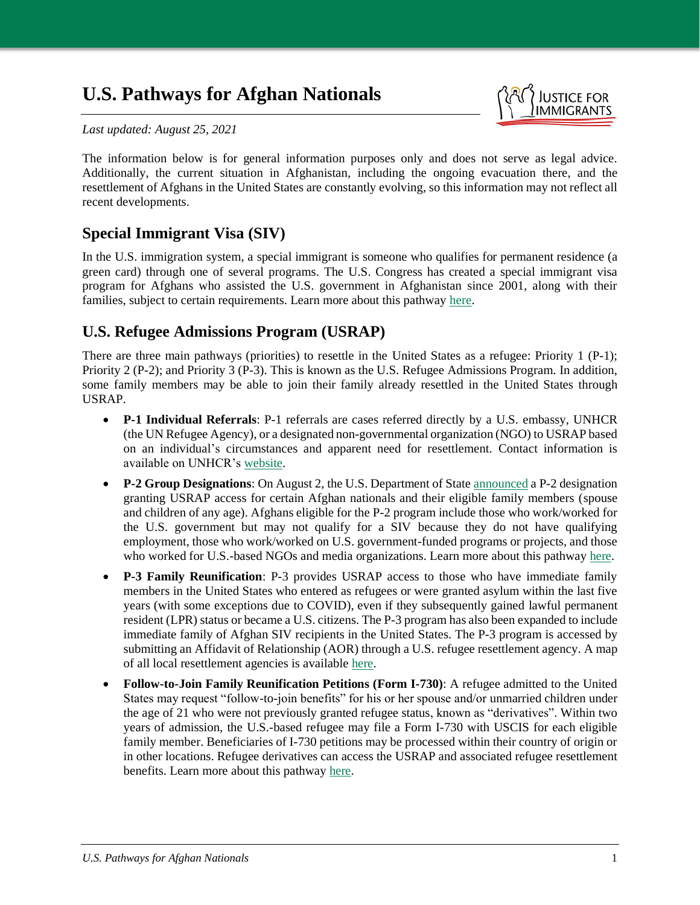# U.S. Pathways for Afghan Nationals

*Last updated: August 25, 2021*

The information below is for general information purposes only and does not serve as legal advice. Additionally, the current situation in Afghanistan, including the ongoing evacuation there, and the resettlement of Afghans in the United States are constantly evolving, so this information may not reflect all recent developments.

## Special Immigrant Visa (SIV)

In the U.S. immigration system, a special immigrant is someone who qualifies for permanent residence (a green card) through one of several programs. The U.S. Congress has created a special immigrant visa program for Afghans who assisted the U.S. government in Afghanistan since 2001, along with their families, subject to certain requirements. Learn more about this pathway here.

## U.S. Refugee Admissions Program (USRAP)

There are three main pathways (priorities) to resettle in the United States as a refugee: Priority 1 (P-1); Priority 2 (P-2); and Priority 3 (P-3). This is known as the U.S. Refugee Admissions Program. In addition, some family members may be able to join their family already resettled in the United States through USRAP.

- **P-1 Individual Referrals**: P-1 referrals are cases referred directly by a U.S. embassy, UNHCR (the UN Refugee Agency), or a designated non-governmental organization (NGO) to USRAP based on an individual's circumstances and apparent need for resettlement. Contact information is available on UNHCR's website.
- **P-2 Group Designations**: On August 2, the U.S. Department of State announced a P-2 designation granting USRAP access for certain Afghan nationals and their eligible family members (spouse and children of any age). Afghans eligible for the P-2 program include those who work/worked for the U.S. government but may not qualify for a SIV because they do not have qualifying employment, those who work/worked on U.S. government-funded programs or projects, and those who worked for U.S.-based NGOs and media organizations. Learn more about this pathway here.
- **P-3 Family Reunification**: P-3 provides USRAP access to those who have immediate family members in the United States who entered as refugees or were granted asylum within the last five years (with some exceptions due to COVID), even if they subsequently gained lawful permanent resident (LPR) status or became a U.S. citizens. The P-3 program has also been expanded to include immediate family of Afghan SIV recipients in the United States. The P-3 program is accessed by submitting an Affidavit of Relationship (AOR) through a U.S. refugee resettlement agency. A map of all local resettlement agencies is available here.
- **Follow-to-Join Family Reunification Petitions (Form I-730)**: A refugee admitted to the United States may request "follow-to-join benefits" for his or her spouse and/or unmarried children under the age of 21 who were not previously granted refugee status, known as "derivatives". Within two years of admission, the U.S.-based refugee may file a Form I-730 with USCIS for each eligible family member. Beneficiaries of I-730 petitions may be processed within their country of origin or in other locations. Refugee derivatives can access the USRAP and associated refugee resettlement benefits. Learn more about this pathway here.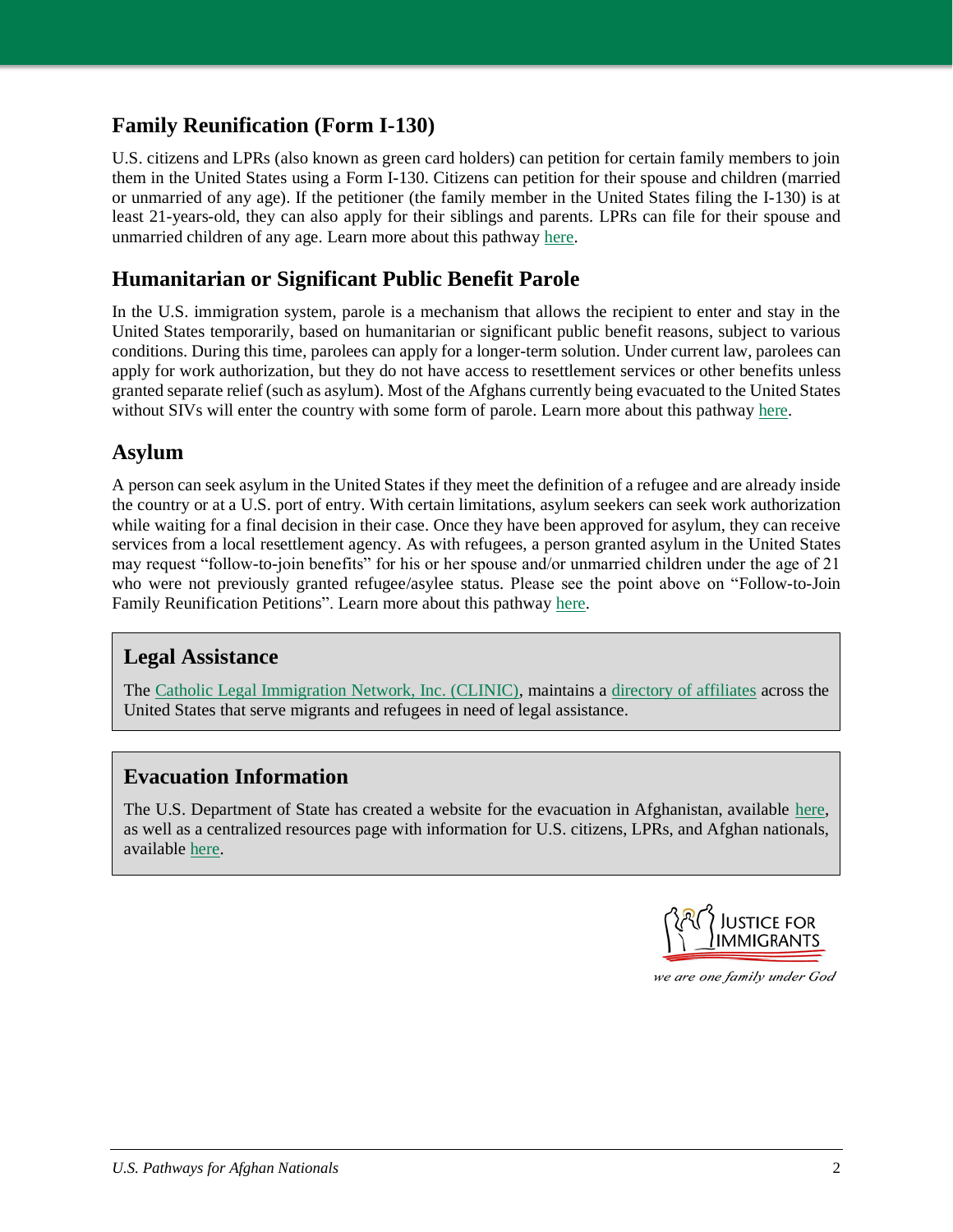## Family Reunification (Form I-130)

U.S. citizens and LPRs (also known as green card holders) can petition for certain family members to join them in the United States using a Form I-130. Citizens can petition for their spouse and children (married or unmarried of any age). If the petitioner (the family member in the United States filing the I-130) is at least 21-years-old, they can also apply for their siblings and parents. LPRs can file for their spouse and unmarried children of any age. Learn more about this pathway here.

## Humanitarian or Significant Public Benefit Parole

In the U.S. immigration system, parole is a mechanism that allows the recipient to enter and stay in the United States temporarily, based on humanitarian or significant public benefit reasons, subject to various conditions. During this time, parolees can apply for a longer-term solution. Under current law, parolees can apply for work authorization, but they do not have access to resettlement services or other benefits unless granted separate relief (such as asylum). Most of the Afghans currently being evacuated to the United States without SIVs will enter the country with some form of parole. Learn more about this pathway here.

## Asylum

A person can seek asylum in the United States if they meet the definition of a refugee and are already inside the country or at a U.S. port of entry. With certain limitations, asylum seekers can seek work authorization while waiting for a final decision in their case. Once they have been approved for asylum, they can receive services from a local resettlement agency. As with refugees, a person granted asylum in the United States may request "follow-to-join benefits" for his or her spouse and/or unmarried children under the age of 21 who were not previously granted refugee/asylee status. Please see the point above on "Follow-to-Join Family Reunification Petitions". Learn more about this pathway here.

## Legal Assistance

The Catholic Legal Immigration Network, Inc. (CLINIC), maintains a directory of affiliates across the United States that serve migrants and refugees in need of legal assistance.

## Evacuation Information

The U.S. Department of State has created a website for the evacuation in Afghanistan, available here, as well as a centralized resources page with information for U.S. citizens, LPRs, and Afghan nationals, available here.

JUSTICE FOR IMMIGRANTS

*we are one family under God*